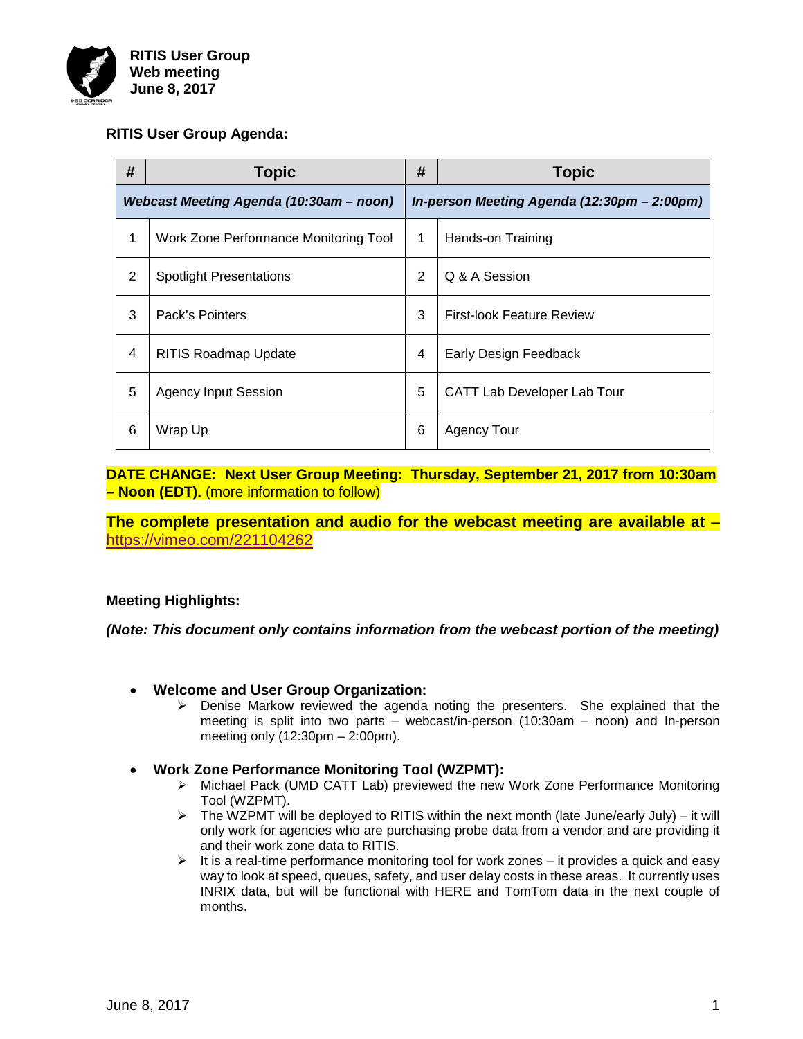**RITIS User Group**
**Web meeting**
**June 8, 2017**

**RITIS User Group Agenda:**

| # | Topic | # | Topic |
|---|---|---|---|
| ***Webcast Meeting Agenda (10:30am – noon)*** | | ***In-person Meeting Agenda (12:30pm – 2:00pm)*** | |
| 1 | Work Zone Performance Monitoring Tool | 1 | Hands-on Training |
| 2 | Spotlight Presentations | 2 | Q & A Session |
| 3 | Pack's Pointers | 3 | First-look Feature Review |
| 4 | RITIS Roadmap Update | 4 | Early Design Feedback |
| 5 | Agency Input Session | 5 | CATT Lab Developer Lab Tour |
| 6 | Wrap Up | 6 | Agency Tour |

**DATE CHANGE: Next User Group Meeting: Thursday, September 21, 2017 from 10:30am – Noon (EDT).** (more information to follow)

**The complete presentation and audio for the webcast meeting are available at** – https://vimeo.com/221104262

**Meeting Highlights:**

***(Note: This document only contains information from the webcast portion of the meeting)***

- **Welcome and User Group Organization:**
  - Denise Markow reviewed the agenda noting the presenters. She explained that the meeting is split into two parts – webcast/in-person (10:30am – noon) and In-person meeting only (12:30pm – 2:00pm).

- **Work Zone Performance Monitoring Tool (WZPMT):**
  - Michael Pack (UMD CATT Lab) previewed the new Work Zone Performance Monitoring Tool (WZPMT).
  - The WZPMT will be deployed to RITIS within the next month (late June/early July) – it will only work for agencies who are purchasing probe data from a vendor and are providing it and their work zone data to RITIS.
  - It is a real-time performance monitoring tool for work zones – it provides a quick and easy way to look at speed, queues, safety, and user delay costs in these areas. It currently uses INRIX data, but will be functional with HERE and TomTom data in the next couple of months.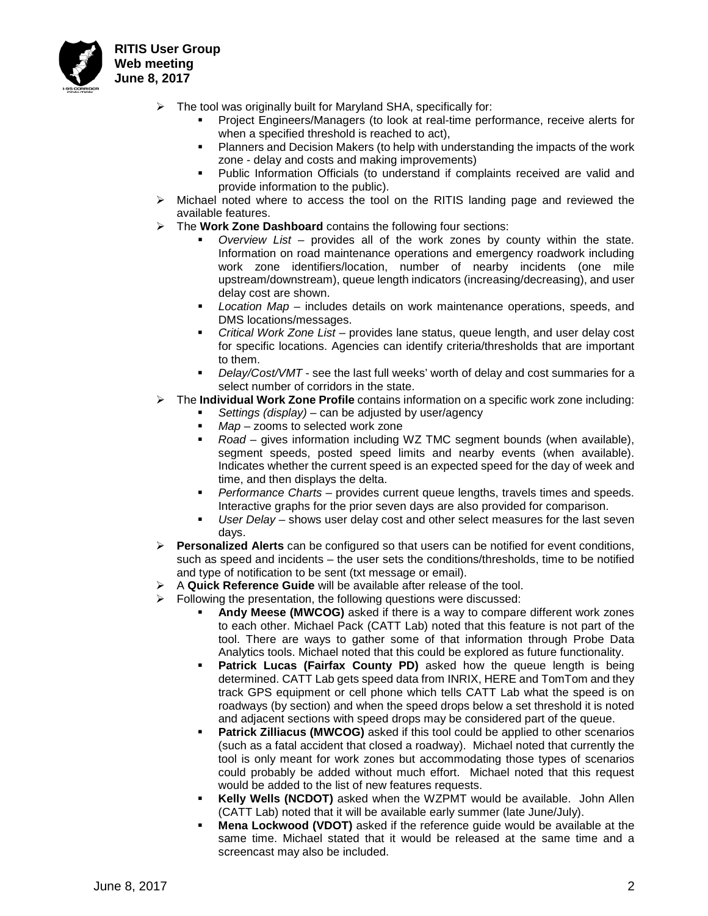- The tool was originally built for Maryland SHA, specifically for:
  - Project Engineers/Managers (to look at real-time performance, receive alerts for when a specified threshold is reached to act),
  - Planners and Decision Makers (to help with understanding the impacts of the work zone - delay and costs and making improvements)
  - Public Information Officials (to understand if complaints received are valid and provide information to the public).
- Michael noted where to access the tool on the RITIS landing page and reviewed the available features.
- The **Work Zone Dashboard** contains the following four sections:
  - *Overview List* – provides all of the work zones by county within the state. Information on road maintenance operations and emergency roadwork including work zone identifiers/location, number of nearby incidents (one mile upstream/downstream), queue length indicators (increasing/decreasing), and user delay cost are shown.
  - *Location Map* – includes details on work maintenance operations, speeds, and DMS locations/messages.
  - *Critical Work Zone List* – provides lane status, queue length, and user delay cost for specific locations. Agencies can identify criteria/thresholds that are important to them.
  - *Delay/Cost/VMT* - see the last full weeks' worth of delay and cost summaries for a select number of corridors in the state.
- The **Individual Work Zone Profile** contains information on a specific work zone including:
  - *Settings (display)* – can be adjusted by user/agency
  - *Map* – zooms to selected work zone
  - *Road* – gives information including WZ TMC segment bounds (when available), segment speeds, posted speed limits and nearby events (when available). Indicates whether the current speed is an expected speed for the day of week and time, and then displays the delta.
  - *Performance Charts* – provides current queue lengths, travels times and speeds. Interactive graphs for the prior seven days are also provided for comparison.
  - *User Delay* – shows user delay cost and other select measures for the last seven days.
- **Personalized Alerts** can be configured so that users can be notified for event conditions, such as speed and incidents – the user sets the conditions/thresholds, time to be notified and type of notification to be sent (txt message or email).
- A **Quick Reference Guide** will be available after release of the tool.
- Following the presentation, the following questions were discussed:
  - **Andy Meese (MWCOG)** asked if there is a way to compare different work zones to each other. Michael Pack (CATT Lab) noted that this feature is not part of the tool. There are ways to gather some of that information through Probe Data Analytics tools. Michael noted that this could be explored as future functionality.
  - **Patrick Lucas (Fairfax County PD)** asked how the queue length is being determined. CATT Lab gets speed data from INRIX, HERE and TomTom and they track GPS equipment or cell phone which tells CATT Lab what the speed is on roadways (by section) and when the speed drops below a set threshold it is noted and adjacent sections with speed drops may be considered part of the queue.
  - **Patrick Zilliacus (MWCOG)** asked if this tool could be applied to other scenarios (such as a fatal accident that closed a roadway). Michael noted that currently the tool is only meant for work zones but accommodating those types of scenarios could probably be added without much effort. Michael noted that this request would be added to the list of new features requests.
  - **Kelly Wells (NCDOT)** asked when the WZPMT would be available. John Allen (CATT Lab) noted that it will be available early summer (late June/July).
  - **Mena Lockwood (VDOT)** asked if the reference guide would be available at the same time. Michael stated that it would be released at the same time and a screencast may also be included.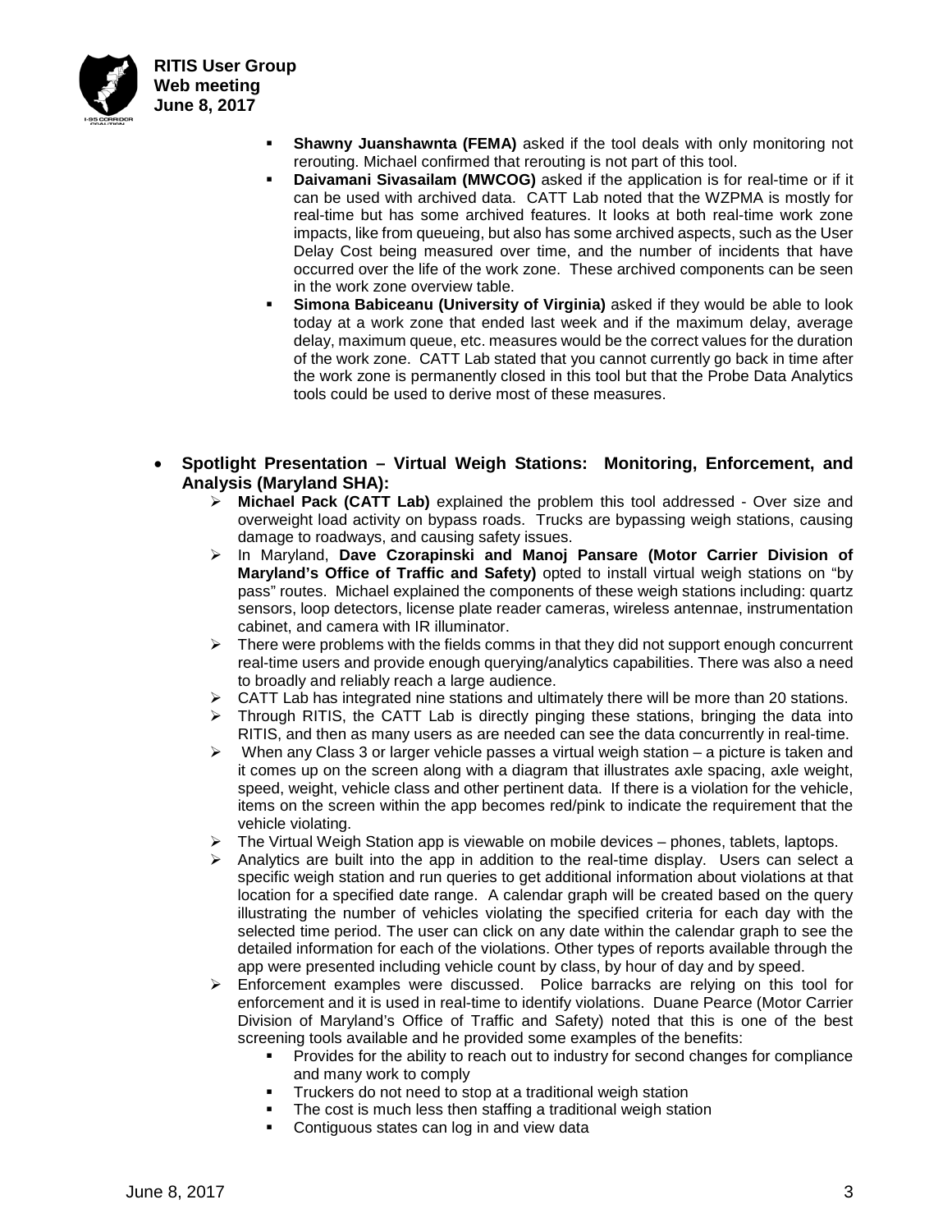- **Shawny Juanshawnta (FEMA)** asked if the tool deals with only monitoring not rerouting. Michael confirmed that rerouting is not part of this tool.
- **Daivamani Sivasailam (MWCOG)** asked if the application is for real-time or if it can be used with archived data. CATT Lab noted that the WZPMA is mostly for real-time but has some archived features. It looks at both real-time work zone impacts, like from queueing, but also has some archived aspects, such as the User Delay Cost being measured over time, and the number of incidents that have occurred over the life of the work zone. These archived components can be seen in the work zone overview table.
- **Simona Babiceanu (University of Virginia)** asked if they would be able to look today at a work zone that ended last week and if the maximum delay, average delay, maximum queue, etc. measures would be the correct values for the duration of the work zone. CATT Lab stated that you cannot currently go back in time after the work zone is permanently closed in this tool but that the Probe Data Analytics tools could be used to derive most of these measures.

- **Spotlight Presentation – Virtual Weigh Stations: Monitoring, Enforcement, and Analysis (Maryland SHA):**
  - **Michael Pack (CATT Lab)** explained the problem this tool addressed - Over size and overweight load activity on bypass roads. Trucks are bypassing weigh stations, causing damage to roadways, and causing safety issues.
  - In Maryland, **Dave Czorapinski and Manoj Pansare (Motor Carrier Division of Maryland's Office of Traffic and Safety)** opted to install virtual weigh stations on "by pass" routes. Michael explained the components of these weigh stations including: quartz sensors, loop detectors, license plate reader cameras, wireless antennae, instrumentation cabinet, and camera with IR illuminator.
  - There were problems with the fields comms in that they did not support enough concurrent real-time users and provide enough querying/analytics capabilities. There was also a need to broadly and reliably reach a large audience.
  - CATT Lab has integrated nine stations and ultimately there will be more than 20 stations.
  - Through RITIS, the CATT Lab is directly pinging these stations, bringing the data into RITIS, and then as many users as are needed can see the data concurrently in real-time.
  - When any Class 3 or larger vehicle passes a virtual weigh station – a picture is taken and it comes up on the screen along with a diagram that illustrates axle spacing, axle weight, speed, weight, vehicle class and other pertinent data. If there is a violation for the vehicle, items on the screen within the app becomes red/pink to indicate the requirement that the vehicle violating.
  - The Virtual Weigh Station app is viewable on mobile devices – phones, tablets, laptops.
  - Analytics are built into the app in addition to the real-time display. Users can select a specific weigh station and run queries to get additional information about violations at that location for a specified date range. A calendar graph will be created based on the query illustrating the number of vehicles violating the specified criteria for each day with the selected time period. The user can click on any date within the calendar graph to see the detailed information for each of the violations. Other types of reports available through the app were presented including vehicle count by class, by hour of day and by speed.
  - Enforcement examples were discussed. Police barracks are relying on this tool for enforcement and it is used in real-time to identify violations. Duane Pearce (Motor Carrier Division of Maryland's Office of Traffic and Safety) noted that this is one of the best screening tools available and he provided some examples of the benefits:
    - Provides for the ability to reach out to industry for second changes for compliance and many work to comply
    - Truckers do not need to stop at a traditional weigh station
    - The cost is much less then staffing a traditional weigh station
    - Contiguous states can log in and view data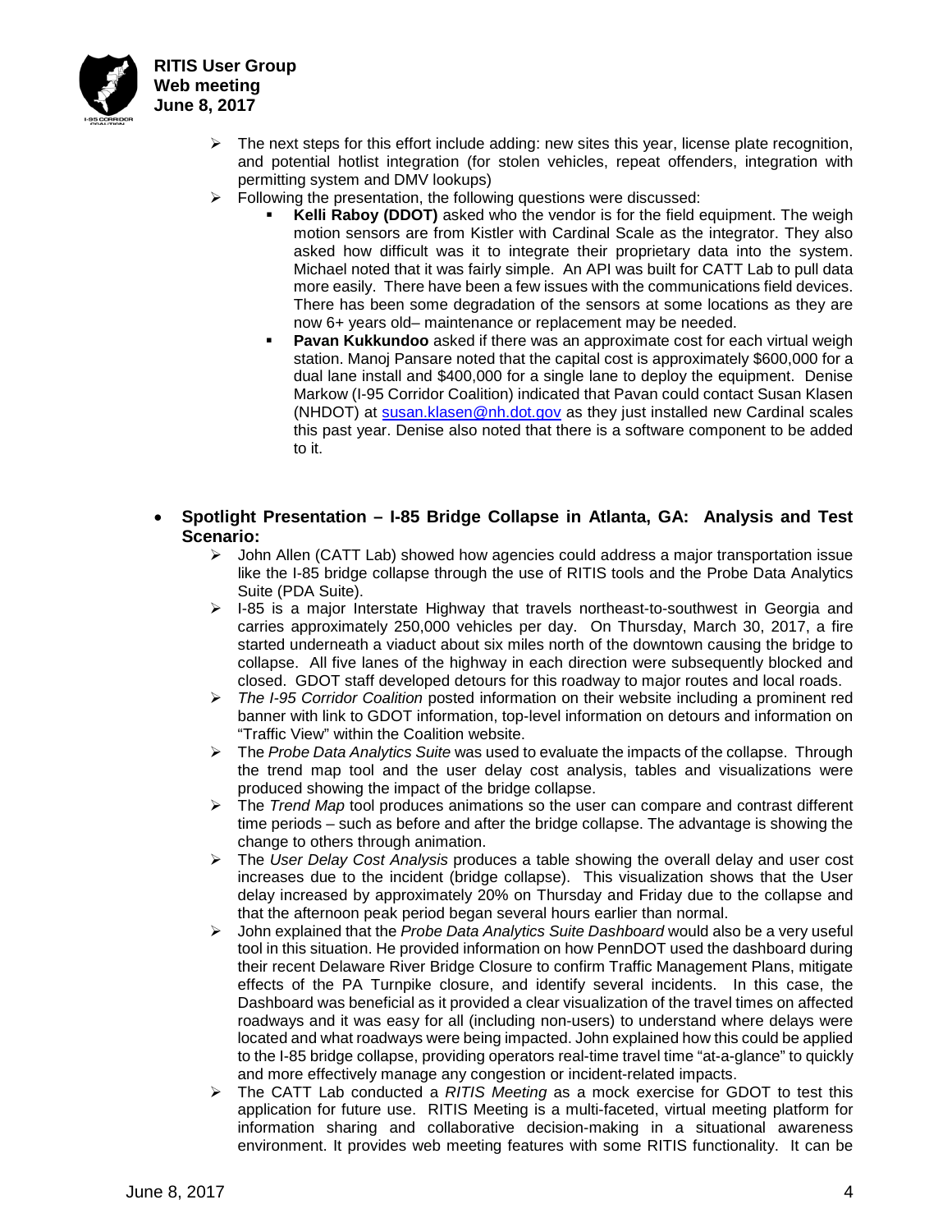- The next steps for this effort include adding: new sites this year, license plate recognition, and potential hotlist integration (for stolen vehicles, repeat offenders, integration with permitting system and DMV lookups)
- Following the presentation, the following questions were discussed:
  - **Kelli Raboy (DDOT)** asked who the vendor is for the field equipment. The weigh motion sensors are from Kistler with Cardinal Scale as the integrator. They also asked how difficult was it to integrate their proprietary data into the system. Michael noted that it was fairly simple. An API was built for CATT Lab to pull data more easily. There have been a few issues with the communications field devices. There has been some degradation of the sensors at some locations as they are now 6+ years old– maintenance or replacement may be needed.
  - **Pavan Kukkundoo** asked if there was an approximate cost for each virtual weigh station. Manoj Pansare noted that the capital cost is approximately $600,000 for a dual lane install and $400,000 for a single lane to deploy the equipment. Denise Markow (I-95 Corridor Coalition) indicated that Pavan could contact Susan Klasen (NHDOT) at susan.klasen@nh.dot.gov as they just installed new Cardinal scales this past year. Denise also noted that there is a software component to be added to it.

- **Spotlight Presentation – I-85 Bridge Collapse in Atlanta, GA: Analysis and Test Scenario:**
  - John Allen (CATT Lab) showed how agencies could address a major transportation issue like the I-85 bridge collapse through the use of RITIS tools and the Probe Data Analytics Suite (PDA Suite).
  - I-85 is a major Interstate Highway that travels northeast-to-southwest in Georgia and carries approximately 250,000 vehicles per day. On Thursday, March 30, 2017, a fire started underneath a viaduct about six miles north of the downtown causing the bridge to collapse. All five lanes of the highway in each direction were subsequently blocked and closed. GDOT staff developed detours for this roadway to major routes and local roads.
  - *The I-95 Corridor Coalition* posted information on their website including a prominent red banner with link to GDOT information, top-level information on detours and information on "Traffic View" within the Coalition website.
  - The *Probe Data Analytics Suite* was used to evaluate the impacts of the collapse. Through the trend map tool and the user delay cost analysis, tables and visualizations were produced showing the impact of the bridge collapse.
  - The *Trend Map* tool produces animations so the user can compare and contrast different time periods – such as before and after the bridge collapse. The advantage is showing the change to others through animation.
  - The *User Delay Cost Analysis* produces a table showing the overall delay and user cost increases due to the incident (bridge collapse). This visualization shows that the User delay increased by approximately 20% on Thursday and Friday due to the collapse and that the afternoon peak period began several hours earlier than normal.
  - John explained that the *Probe Data Analytics Suite Dashboard* would also be a very useful tool in this situation. He provided information on how PennDOT used the dashboard during their recent Delaware River Bridge Closure to confirm Traffic Management Plans, mitigate effects of the PA Turnpike closure, and identify several incidents. In this case, the Dashboard was beneficial as it provided a clear visualization of the travel times on affected roadways and it was easy for all (including non-users) to understand where delays were located and what roadways were being impacted. John explained how this could be applied to the I-85 bridge collapse, providing operators real-time travel time "at-a-glance" to quickly and more effectively manage any congestion or incident-related impacts.
  - The CATT Lab conducted a *RITIS Meeting* as a mock exercise for GDOT to test this application for future use. RITIS Meeting is a multi-faceted, virtual meeting platform for information sharing and collaborative decision-making in a situational awareness environment. It provides web meeting features with some RITIS functionality. It can be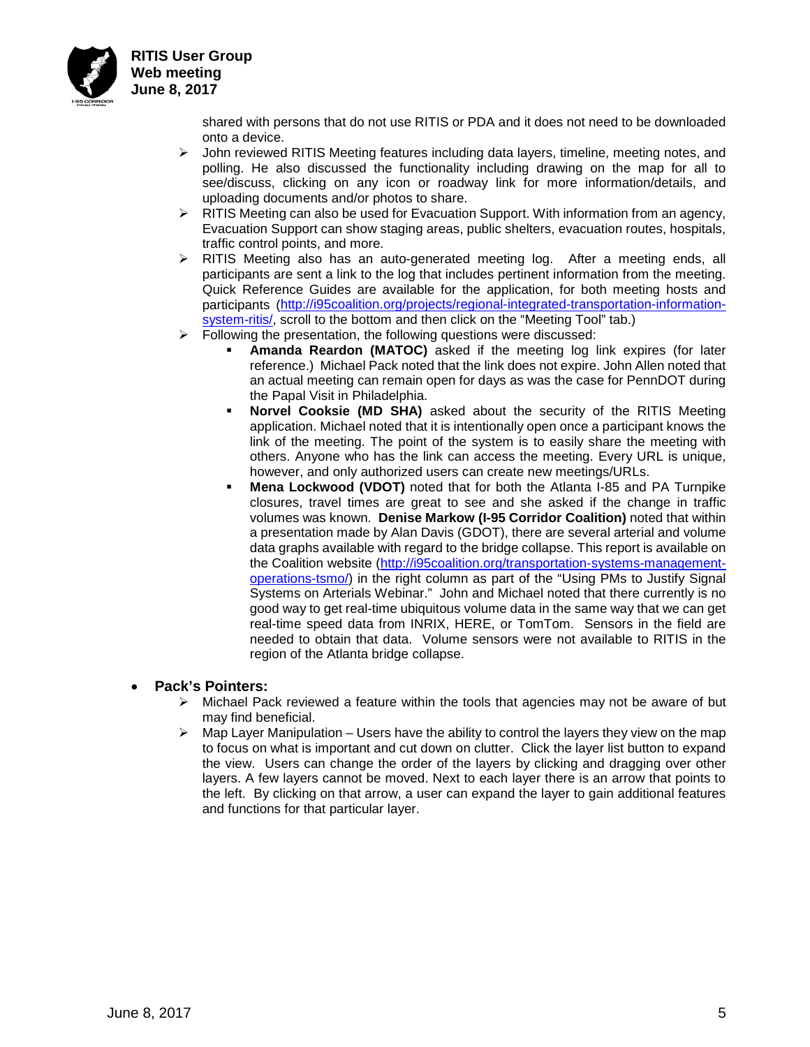shared with persons that do not use RITIS or PDA and it does not need to be downloaded onto a device.

- John reviewed RITIS Meeting features including data layers, timeline, meeting notes, and polling. He also discussed the functionality including drawing on the map for all to see/discuss, clicking on any icon or roadway link for more information/details, and uploading documents and/or photos to share.
- RITIS Meeting can also be used for Evacuation Support. With information from an agency, Evacuation Support can show staging areas, public shelters, evacuation routes, hospitals, traffic control points, and more.
- RITIS Meeting also has an auto-generated meeting log. After a meeting ends, all participants are sent a link to the log that includes pertinent information from the meeting. Quick Reference Guides are available for the application, for both meeting hosts and participants ([http://i95coalition.org/projects/regional-integrated-transportation-information-system-ritis/](http://i95coalition.org/projects/regional-integrated-transportation-information-system-ritis/), scroll to the bottom and then click on the "Meeting Tool" tab.)
- Following the presentation, the following questions were discussed:
  - **Amanda Reardon (MATOC)** asked if the meeting log link expires (for later reference.) Michael Pack noted that the link does not expire. John Allen noted that an actual meeting can remain open for days as was the case for PennDOT during the Papal Visit in Philadelphia.
  - **Norvel Cooksie (MD SHA)** asked about the security of the RITIS Meeting application. Michael noted that it is intentionally open once a participant knows the link of the meeting. The point of the system is to easily share the meeting with others. Anyone who has the link can access the meeting. Every URL is unique, however, and only authorized users can create new meetings/URLs.
  - **Mena Lockwood (VDOT)** noted that for both the Atlanta I-85 and PA Turnpike closures, travel times are great to see and she asked if the change in traffic volumes was known. **Denise Markow (I-95 Corridor Coalition)** noted that within a presentation made by Alan Davis (GDOT), there are several arterial and volume data graphs available with regard to the bridge collapse. This report is available on the Coalition website ([http://i95coalition.org/transportation-systems-management-operations-tsmo/](http://i95coalition.org/transportation-systems-management-operations-tsmo/)) in the right column as part of the "Using PMs to Justify Signal Systems on Arterials Webinar." John and Michael noted that there currently is no good way to get real-time ubiquitous volume data in the same way that we can get real-time speed data from INRIX, HERE, or TomTom. Sensors in the field are needed to obtain that data. Volume sensors were not available to RITIS in the region of the Atlanta bridge collapse.

- **Pack's Pointers:**
  - Michael Pack reviewed a feature within the tools that agencies may not be aware of but may find beneficial.
  - Map Layer Manipulation – Users have the ability to control the layers they view on the map to focus on what is important and cut down on clutter. Click the layer list button to expand the view. Users can change the order of the layers by clicking and dragging over other layers. A few layers cannot be moved. Next to each layer there is an arrow that points to the left. By clicking on that arrow, a user can expand the layer to gain additional features and functions for that particular layer.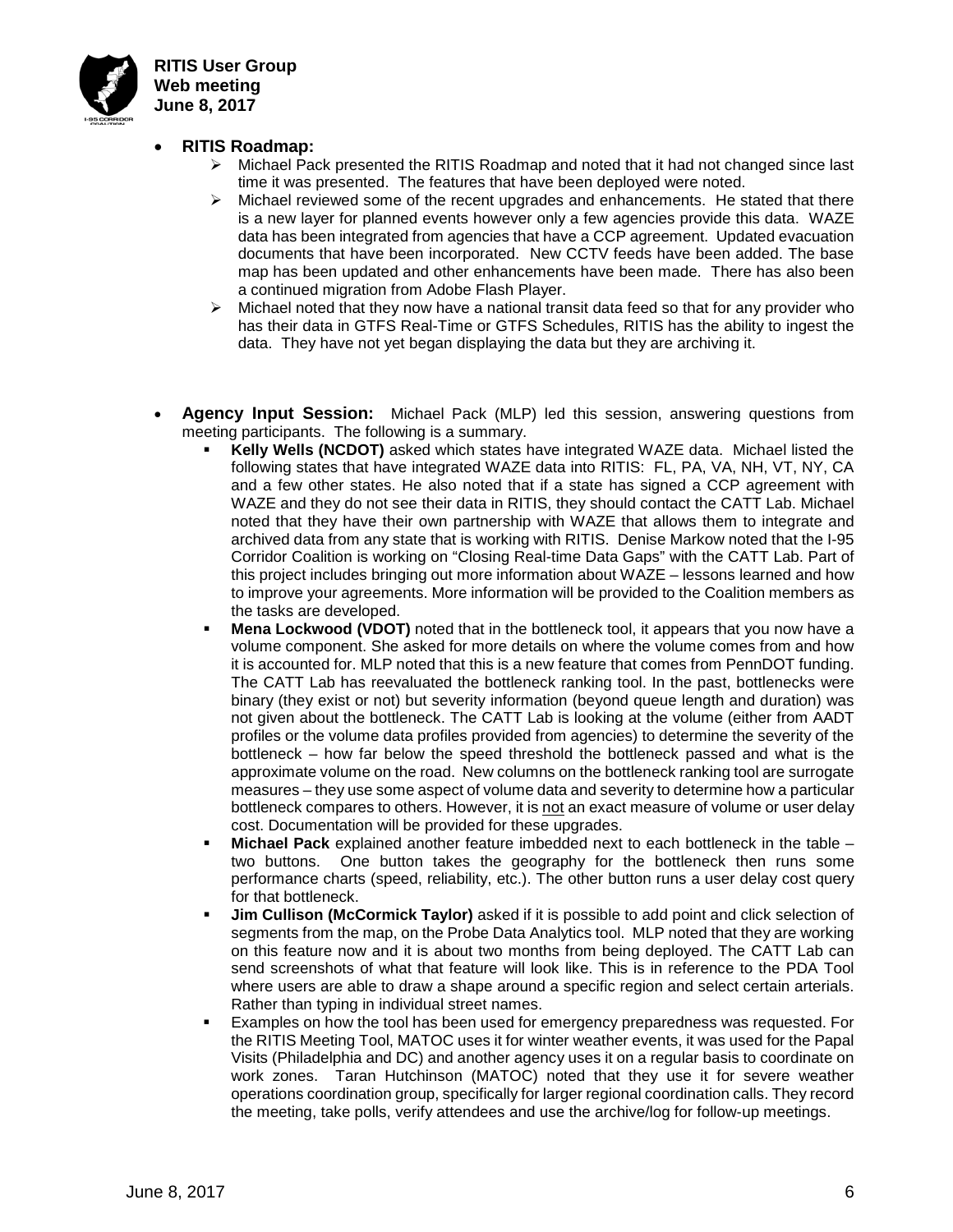- **RITIS Roadmap:**
  - Michael Pack presented the RITIS Roadmap and noted that it had not changed since last time it was presented. The features that have been deployed were noted.
  - Michael reviewed some of the recent upgrades and enhancements. He stated that there is a new layer for planned events however only a few agencies provide this data. WAZE data has been integrated from agencies that have a CCP agreement. Updated evacuation documents that have been incorporated. New CCTV feeds have been added. The base map has been updated and other enhancements have been made. There has also been a continued migration from Adobe Flash Player.
  - Michael noted that they now have a national transit data feed so that for any provider who has their data in GTFS Real-Time or GTFS Schedules, RITIS has the ability to ingest the data. They have not yet began displaying the data but they are archiving it.

- **Agency Input Session:** Michael Pack (MLP) led this session, answering questions from meeting participants. The following is a summary.
  - **Kelly Wells (NCDOT)** asked which states have integrated WAZE data. Michael listed the following states that have integrated WAZE data into RITIS: FL, PA, VA, NH, VT, NY, CA and a few other states. He also noted that if a state has signed a CCP agreement with WAZE and they do not see their data in RITIS, they should contact the CATT Lab. Michael noted that they have their own partnership with WAZE that allows them to integrate and archived data from any state that is working with RITIS. Denise Markow noted that the I-95 Corridor Coalition is working on "Closing Real-time Data Gaps" with the CATT Lab. Part of this project includes bringing out more information about WAZE – lessons learned and how to improve your agreements. More information will be provided to the Coalition members as the tasks are developed.
  - **Mena Lockwood (VDOT)** noted that in the bottleneck tool, it appears that you now have a volume component. She asked for more details on where the volume comes from and how it is accounted for. MLP noted that this is a new feature that comes from PennDOT funding. The CATT Lab has reevaluated the bottleneck ranking tool. In the past, bottlenecks were binary (they exist or not) but severity information (beyond queue length and duration) was not given about the bottleneck. The CATT Lab is looking at the volume (either from AADT profiles or the volume data profiles provided from agencies) to determine the severity of the bottleneck – how far below the speed threshold the bottleneck passed and what is the approximate volume on the road. New columns on the bottleneck ranking tool are surrogate measures – they use some aspect of volume data and severity to determine how a particular bottleneck compares to others. However, it is not an exact measure of volume or user delay cost. Documentation will be provided for these upgrades.
  - **Michael Pack** explained another feature imbedded next to each bottleneck in the table – two buttons. One button takes the geography for the bottleneck then runs some performance charts (speed, reliability, etc.). The other button runs a user delay cost query for that bottleneck.
  - **Jim Cullison (McCormick Taylor)** asked if it is possible to add point and click selection of segments from the map, on the Probe Data Analytics tool. MLP noted that they are working on this feature now and it is about two months from being deployed. The CATT Lab can send screenshots of what that feature will look like. This is in reference to the PDA Tool where users are able to draw a shape around a specific region and select certain arterials. Rather than typing in individual street names.
  - Examples on how the tool has been used for emergency preparedness was requested. For the RITIS Meeting Tool, MATOC uses it for winter weather events, it was used for the Papal Visits (Philadelphia and DC) and another agency uses it on a regular basis to coordinate on work zones. Taran Hutchinson (MATOC) noted that they use it for severe weather operations coordination group, specifically for larger regional coordination calls. They record the meeting, take polls, verify attendees and use the archive/log for follow-up meetings.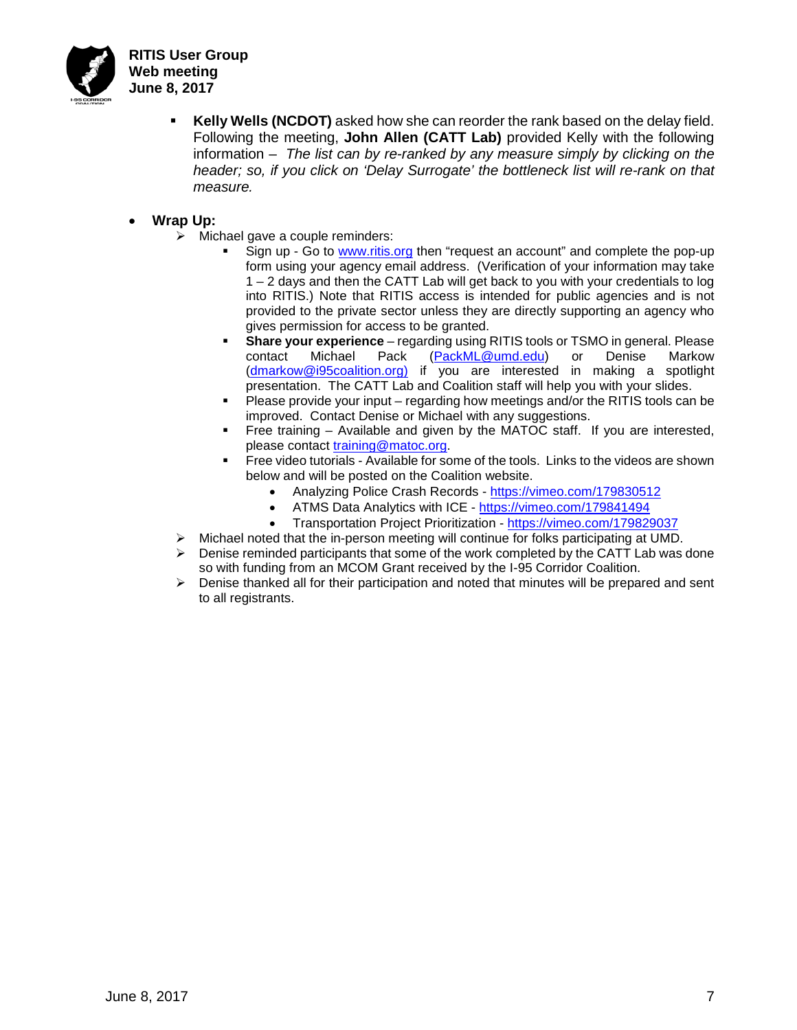- **Kelly Wells (NCDOT)** asked how she can reorder the rank based on the delay field. Following the meeting, **John Allen (CATT Lab)** provided Kelly with the following information – *The list can by re-ranked by any measure simply by clicking on the header; so, if you click on 'Delay Surrogate' the bottleneck list will re-rank on that measure.*

- **Wrap Up:**
  - Michael gave a couple reminders:
    - Sign up - Go to www.ritis.org then "request an account" and complete the pop-up form using your agency email address. (Verification of your information may take 1 – 2 days and then the CATT Lab will get back to you with your credentials to log into RITIS.) Note that RITIS access is intended for public agencies and is not provided to the private sector unless they are directly supporting an agency who gives permission for access to be granted.
    - **Share your experience** – regarding using RITIS tools or TSMO in general. Please contact Michael Pack (PackML@umd.edu) or Denise Markow (dmarkow@i95coalition.org) if you are interested in making a spotlight presentation. The CATT Lab and Coalition staff will help you with your slides.
    - Please provide your input – regarding how meetings and/or the RITIS tools can be improved. Contact Denise or Michael with any suggestions.
    - Free training – Available and given by the MATOC staff. If you are interested, please contact training@matoc.org.
    - Free video tutorials - Available for some of the tools. Links to the videos are shown below and will be posted on the Coalition website.
      - Analyzing Police Crash Records - https://vimeo.com/179830512
      - ATMS Data Analytics with ICE - https://vimeo.com/179841494
      - Transportation Project Prioritization - https://vimeo.com/179829037
  - Michael noted that the in-person meeting will continue for folks participating at UMD.
  - Denise reminded participants that some of the work completed by the CATT Lab was done so with funding from an MCOM Grant received by the I-95 Corridor Coalition.
  - Denise thanked all for their participation and noted that minutes will be prepared and sent to all registrants.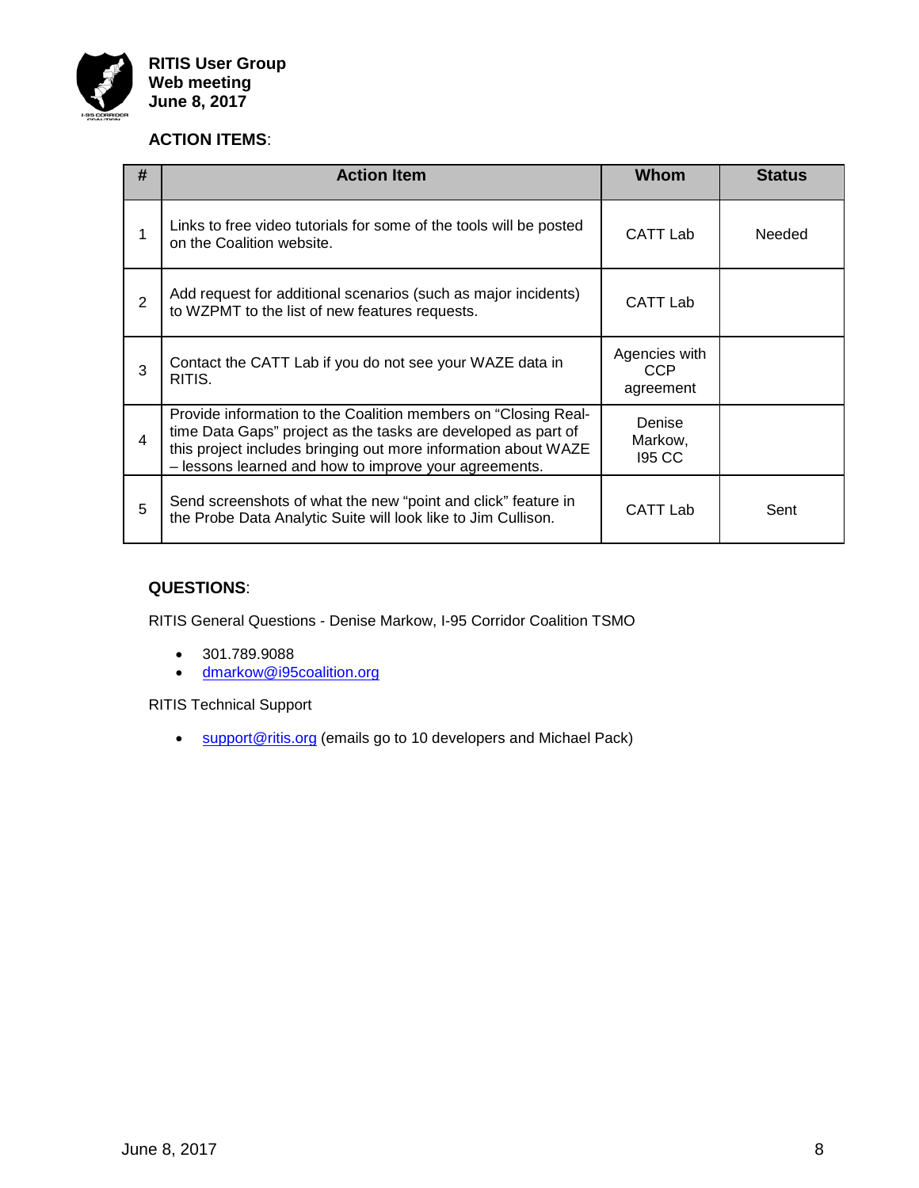**RITIS User Group**
**Web meeting**
**June 8, 2017**

**ACTION ITEMS**:

| # | Action Item | Whom | Status |
|---|---|---|---|
| 1 | Links to free video tutorials for some of the tools will be posted on the Coalition website. | CATT Lab | Needed |
| 2 | Add request for additional scenarios (such as major incidents) to WZPMT to the list of new features requests. | CATT Lab | |
| 3 | Contact the CATT Lab if you do not see your WAZE data in RITIS. | Agencies with CCP agreement | |
| 4 | Provide information to the Coalition members on "Closing Real-time Data Gaps" project as the tasks are developed as part of this project includes bringing out more information about WAZE – lessons learned and how to improve your agreements. | Denise Markow, I95 CC | |
| 5 | Send screenshots of what the new "point and click" feature in the Probe Data Analytic Suite will look like to Jim Cullison. | CATT Lab | Sent |

**QUESTIONS**:

RITIS General Questions - Denise Markow, I-95 Corridor Coalition TSMO

- 301.789.9088
- dmarkow@i95coalition.org

RITIS Technical Support

- support@ritis.org (emails go to 10 developers and Michael Pack)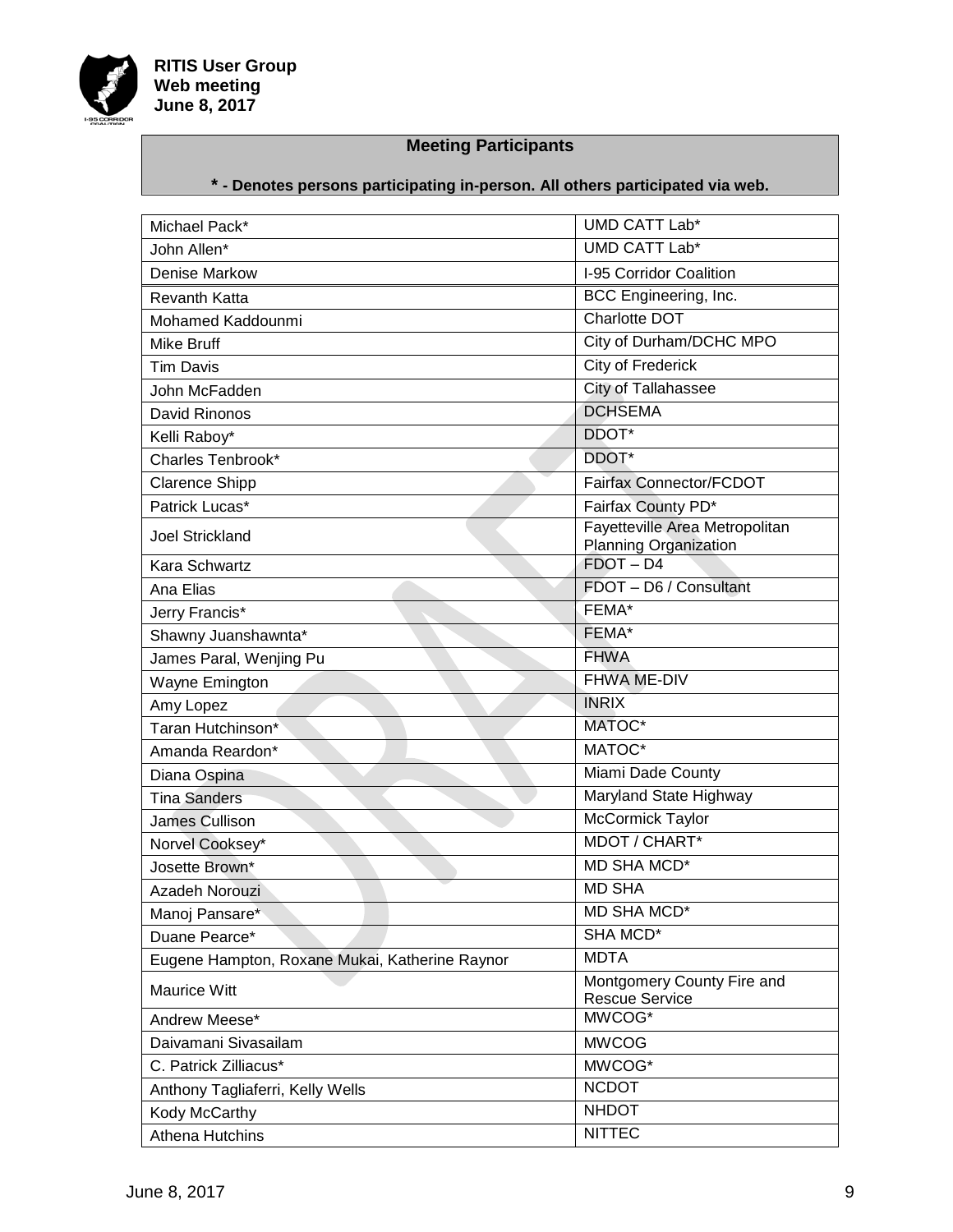## Meeting Participants

**\* - Denotes persons participating in-person. All others participated via web.**

| | |
|---|---|
| Michael Pack* | UMD CATT Lab* |
| John Allen* | UMD CATT Lab* |
| Denise Markow | I-95 Corridor Coalition |
| Revanth Katta | BCC Engineering, Inc. |
| Mohamed Kaddounmi | Charlotte DOT |
| Mike Bruff | City of Durham/DCHC MPO |
| Tim Davis | City of Frederick |
| John McFadden | City of Tallahassee |
| David Rinonos | DCHSEMA |
| Kelli Raboy* | DDOT* |
| Charles Tenbrook* | DDOT* |
| Clarence Shipp | Fairfax Connector/FCDOT |
| Patrick Lucas* | Fairfax County PD* |
| Joel Strickland | Fayetteville Area Metropolitan Planning Organization |
| Kara Schwartz | FDOT – D4 |
| Ana Elias | FDOT – D6 / Consultant |
| Jerry Francis* | FEMA* |
| Shawny Juanshawnta* | FEMA* |
| James Paral, Wenjing Pu | FHWA |
| Wayne Emington | FHWA ME-DIV |
| Amy Lopez | INRIX |
| Taran Hutchinson* | MATOC* |
| Amanda Reardon* | MATOC* |
| Diana Ospina | Miami Dade County |
| Tina Sanders | Maryland State Highway |
| James Cullison | McCormick Taylor |
| Norvel Cooksey* | MDOT / CHART* |
| Josette Brown* | MD SHA MCD* |
| Azadeh Norouzi | MD SHA |
| Manoj Pansare* | MD SHA MCD* |
| Duane Pearce* | SHA MCD* |
| Eugene Hampton, Roxane Mukai, Katherine Raynor | MDTA |
| Maurice Witt | Montgomery County Fire and Rescue Service |
| Andrew Meese* | MWCOG* |
| Daivamani Sivasailam | MWCOG |
| C. Patrick Zilliacus* | MWCOG* |
| Anthony Tagliaferri, Kelly Wells | NCDOT |
| Kody McCarthy | NHDOT |
| Athena Hutchins | NITTEC |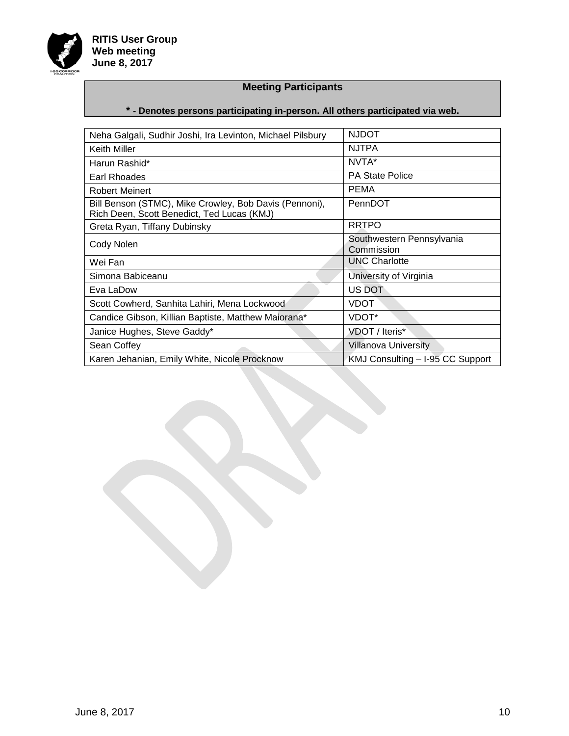## Meeting Participants

**\* - Denotes persons participating in-person. All others participated via web.**

| | |
|---|---|
| Neha Galgali, Sudhir Joshi, Ira Levinton, Michael Pilsbury | NJDOT |
| Keith Miller | NJTPA |
| Harun Rashid* | NVTA* |
| Earl Rhoades | PA State Police |
| Robert Meinert | PEMA |
| Bill Benson (STMC), Mike Crowley, Bob Davis (Pennoni), Rich Deen, Scott Benedict, Ted Lucas (KMJ) | PennDOT |
| Greta Ryan, Tiffany Dubinsky | RRTPO |
| Cody Nolen | Southwestern Pennsylvania Commission |
| Wei Fan | UNC Charlotte |
| Simona Babiceanu | University of Virginia |
| Eva LaDow | US DOT |
| Scott Cowherd, Sanhita Lahiri, Mena Lockwood | VDOT |
| Candice Gibson, Killian Baptiste, Matthew Maiorana* | VDOT* |
| Janice Hughes, Steve Gaddy* | VDOT / Iteris* |
| Sean Coffey | Villanova University |
| Karen Jehanian, Emily White, Nicole Procknow | KMJ Consulting – I-95 CC Support |